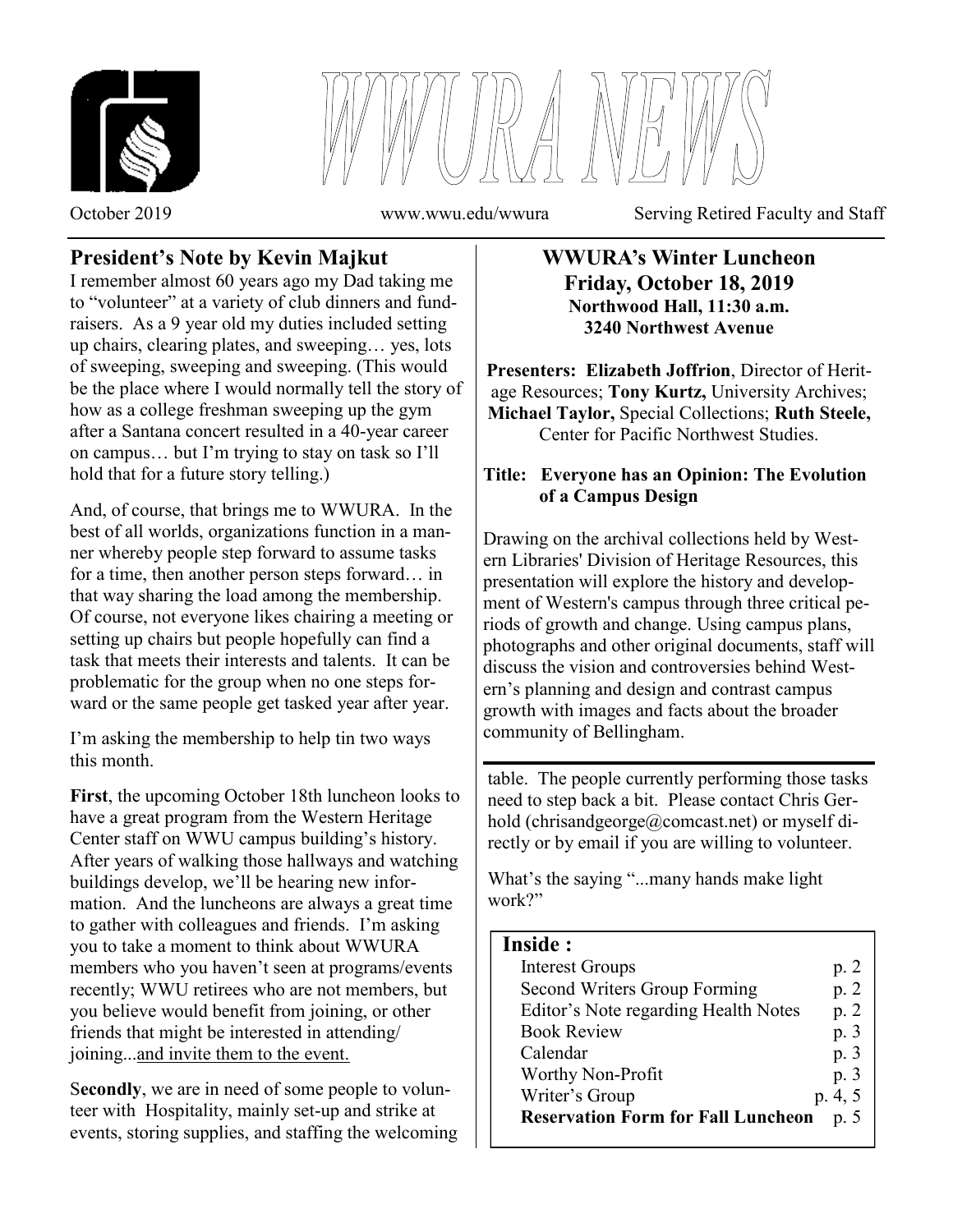# WWURA NEWS

October 2019 www.wwu.edu/wwura Serving Retired Faculty and Staff

## President's Note by Kevin Majkut

I remember almost 60 years ago my Dad taking me to "volunteer" at a variety of club dinners and fund-raisers. As a 9 year old my duties included setting up chairs, clearing plates, and sweeping… yes, lots of sweeping, sweeping and sweeping. (This would be the place where I would normally tell the story of how as a college freshman sweeping up the gym after a Santana concert resulted in a 40-year career on campus… but I'm trying to stay on task so I'll hold that for a future story telling.)

And, of course, that brings me to WWURA. In the best of all worlds, organizations function in a manner whereby people step forward to assume tasks for a time, then another person steps forward… in that way sharing the load among the membership. Of course, not everyone likes chairing a meeting or setting up chairs but people hopefully can find a task that meets their interests and talents. It can be problematic for the group when no one steps forward or the same people get tasked year after year.

I'm asking the membership to help tin two ways this month.

**First**, the upcoming October 18th luncheon looks to have a great program from the Western Heritage Center staff on WWU campus building's history. After years of walking those hallways and watching buildings develop, we'll be hearing new information. And the luncheons are always a great time to gather with colleagues and friends. I'm asking you to take a moment to think about WWURA members who you haven't seen at programs/events recently; WWU retirees who are not members, but you believe would benefit from joining, or other friends that might be interested in attending/joining...<u>and invite them to the event.</u>

S**econdly**, we are in need of some people to volunteer with Hospitality, mainly set-up and strike at events, storing supplies, and staffing the welcoming table. The people currently performing those tasks need to step back a bit. Please contact Chris Gerhold (chrisandgeorge@comcast.net) or myself directly or by email if you are willing to volunteer.

What's the saying "...many hands make light work?"

## WWURA's Winter Luncheon

**Friday, October 18, 2019**
**Northwood Hall, 11:30 a.m.**
**3240 Northwest Avenue**

**Presenters: Elizabeth Joffrion**, Director of Heritage Resources; **Tony Kurtz,** University Archives; **Michael Taylor,** Special Collections; **Ruth Steele,** Center for Pacific Northwest Studies.

**Title: Everyone has an Opinion: The Evolution of a Campus Design**

Drawing on the archival collections held by Western Libraries' Division of Heritage Resources, this presentation will explore the history and development of Western's campus through three critical periods of growth and change. Using campus plans, photographs and other original documents, staff will discuss the vision and controversies behind Western's planning and design and contrast campus growth with images and facts about the broader community of Bellingham.

### Inside :

| | |
|---|---|
| Interest Groups | p. 2 |
| Second Writers Group Forming | p. 2 |
| Editor's Note regarding Health Notes | p. 2 |
| Book Review | p. 3 |
| Calendar | p. 3 |
| Worthy Non-Profit | p. 3 |
| Writer's Group | p. 4, 5 |
| **Reservation Form for Fall Luncheon** | p. 5 |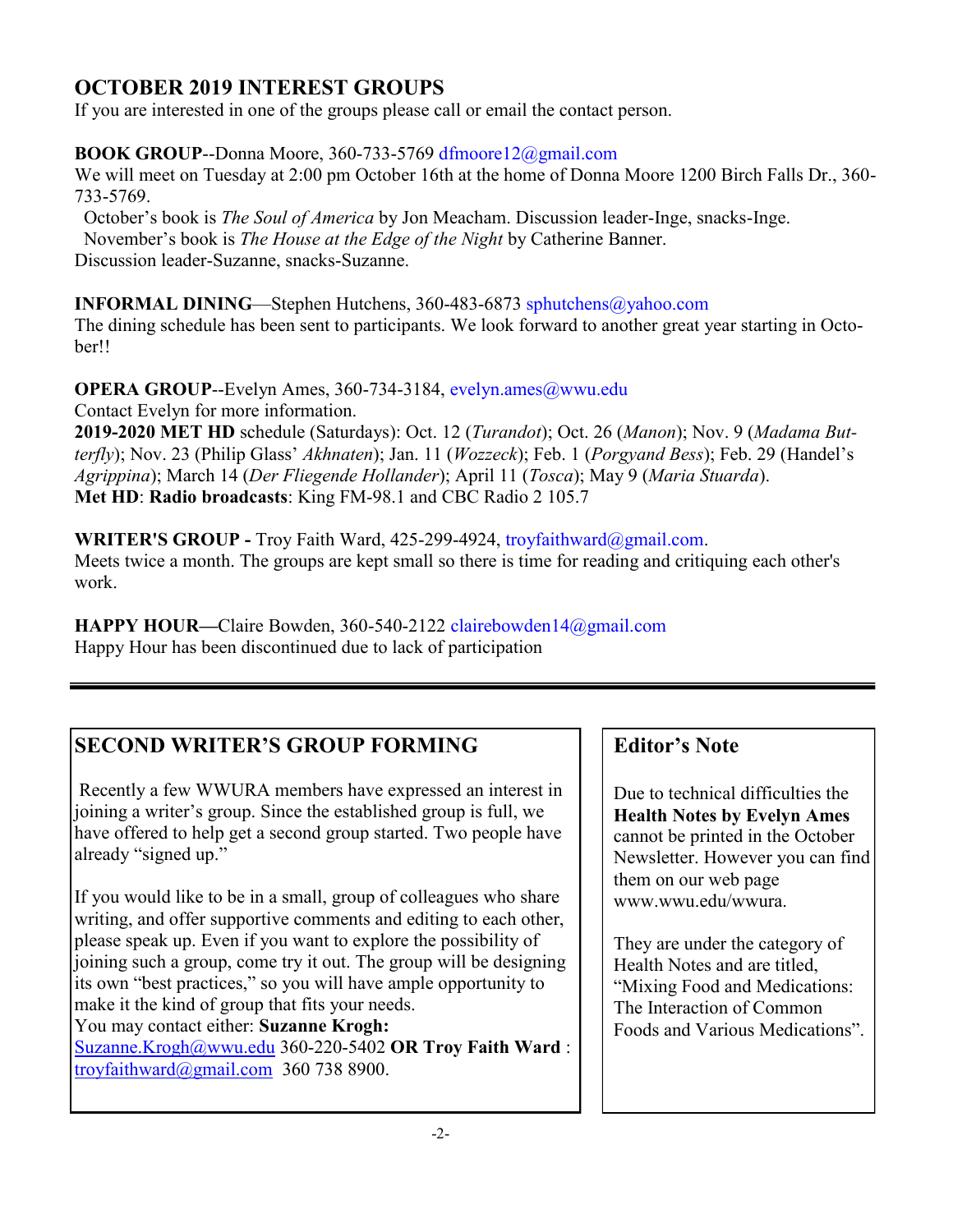## OCTOBER 2019 INTEREST GROUPS

If you are interested in one of the groups please call or email the contact person.

**BOOK GROUP**--Donna Moore, 360-733-5769 dfmoore12@gmail.com

We will meet on Tuesday at 2:00 pm October 16th at the home of Donna Moore 1200 Birch Falls Dr., 360-733-5769.

October's book is *The Soul of America* by Jon Meacham. Discussion leader-Inge, snacks-Inge.

November's book is *The House at the Edge of the Night* by Catherine Banner.

Discussion leader-Suzanne, snacks-Suzanne.

**INFORMAL DINING**—Stephen Hutchens, 360-483-6873 sphutchens@yahoo.com

The dining schedule has been sent to participants. We look forward to another great year starting in October!!

**OPERA GROUP**--Evelyn Ames, 360-734-3184, evelyn.ames@wwu.edu

Contact Evelyn for more information.

**2019-2020 MET HD** schedule (Saturdays): Oct. 12 (*Turandot*); Oct. 26 (*Manon*); Nov. 9 (*Madama Butterfly*); Nov. 23 (Philip Glass' *Akhnaten*); Jan. 11 (*Wozzeck*); Feb. 1 (*Porgyand Bess*); Feb. 29 (Handel's *Agrippina*); March 14 (*Der Fliegende Hollander*); April 11 (*Tosca*); May 9 (*Maria Stuarda*).

**Met HD**: **Radio broadcasts**: King FM-98.1 and CBC Radio 2 105.7

**WRITER'S GROUP -** Troy Faith Ward, 425-299-4924, troyfaithward@gmail.com.

Meets twice a month. The groups are kept small so there is time for reading and critiquing each other's work.

**HAPPY HOUR—**Claire Bowden, 360-540-2122 clairebowden14@gmail.com

Happy Hour has been discontinued due to lack of participation

---

## SECOND WRITER'S GROUP FORMING

Recently a few WWURA members have expressed an interest in joining a writer's group. Since the established group is full, we have offered to help get a second group started. Two people have already "signed up."

If you would like to be in a small, group of colleagues who share writing, and offer supportive comments and editing to each other, please speak up. Even if you want to explore the possibility of joining such a group, come try it out. The group will be designing its own "best practices," so you will have ample opportunity to make it the kind of group that fits your needs.

You may contact either: **Suzanne Krogh:** Suzanne.Krogh@wwu.edu 360-220-5402 **OR Troy Faith Ward** : troyfaithward@gmail.com 360 738 8900.

## Editor's Note

Due to technical difficulties the **Health Notes by Evelyn Ames** cannot be printed in the October Newsletter. However you can find them on our web page www.wwu.edu/wwura.

They are under the category of Health Notes and are titled, "Mixing Food and Medications: The Interaction of Common Foods and Various Medications".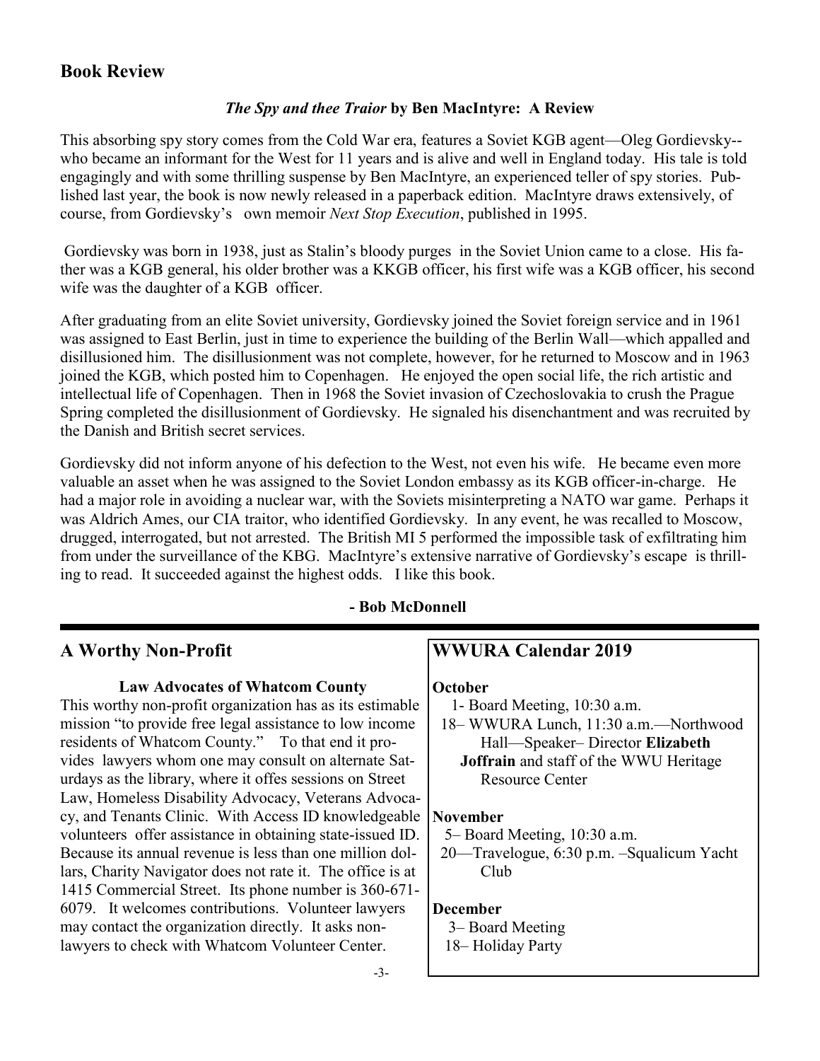## Book Review

### *The Spy and thee Traior* by Ben MacIntyre: A Review

This absorbing spy story comes from the Cold War era, features a Soviet KGB agent—Oleg Gordievsky--who became an informant for the West for 11 years and is alive and well in England today. His tale is told engagingly and with some thrilling suspense by Ben MacIntyre, an experienced teller of spy stories. Published last year, the book is now newly released in a paperback edition. MacIntyre draws extensively, of course, from Gordievsky's own memoir *Next Stop Execution*, published in 1995.

Gordievsky was born in 1938, just as Stalin's bloody purges in the Soviet Union came to a close. His father was a KGB general, his older brother was a KKGB officer, his first wife was a KGB officer, his second wife was the daughter of a KGB officer.

After graduating from an elite Soviet university, Gordievsky joined the Soviet foreign service and in 1961 was assigned to East Berlin, just in time to experience the building of the Berlin Wall—which appalled and disillusioned him. The disillusionment was not complete, however, for he returned to Moscow and in 1963 joined the KGB, which posted him to Copenhagen. He enjoyed the open social life, the rich artistic and intellectual life of Copenhagen. Then in 1968 the Soviet invasion of Czechoslovakia to crush the Prague Spring completed the disillusionment of Gordievsky. He signaled his disenchantment and was recruited by the Danish and British secret services.

Gordievsky did not inform anyone of his defection to the West, not even his wife. He became even more valuable an asset when he was assigned to the Soviet London embassy as its KGB officer-in-charge. He had a major role in avoiding a nuclear war, with the Soviets misinterpreting a NATO war game. Perhaps it was Aldrich Ames, our CIA traitor, who identified Gordievsky. In any event, he was recalled to Moscow, drugged, interrogated, but not arrested. The British MI 5 performed the impossible task of exfiltrating him from under the surveillance of the KBG. MacIntyre's extensive narrative of Gordievsky's escape is thrilling to read. It succeeded against the highest odds. I like this book.

**- Bob McDonnell**

---

## A Worthy Non-Profit

**Law Advocates of Whatcom County**

This worthy non-profit organization has as its estimable mission "to provide free legal assistance to low income residents of Whatcom County." To that end it provides lawyers whom one may consult on alternate Saturdays as the library, where it offes sessions on Street Law, Homeless Disability Advocacy, Veterans Advocacy, and Tenants Clinic. With Access ID knowledgeable volunteers offer assistance in obtaining state-issued ID. Because its annual revenue is less than one million dollars, Charity Navigator does not rate it. The office is at 1415 Commercial Street. Its phone number is 360-671-6079. It welcomes contributions. Volunteer lawyers may contact the organization directly. It asks non-lawyers to check with Whatcom Volunteer Center.

## WWURA Calendar 2019

**October**

- 1- Board Meeting, 10:30 a.m.
- 18– WWURA Lunch, 11:30 a.m.—Northwood Hall—Speaker– Director **Elizabeth Joffrain** and staff of the WWU Heritage Resource Center

**November**

- 5– Board Meeting, 10:30 a.m.
- 20—Travelogue, 6:30 p.m. –Squalicum Yacht Club

**December**

- 3– Board Meeting
- 18– Holiday Party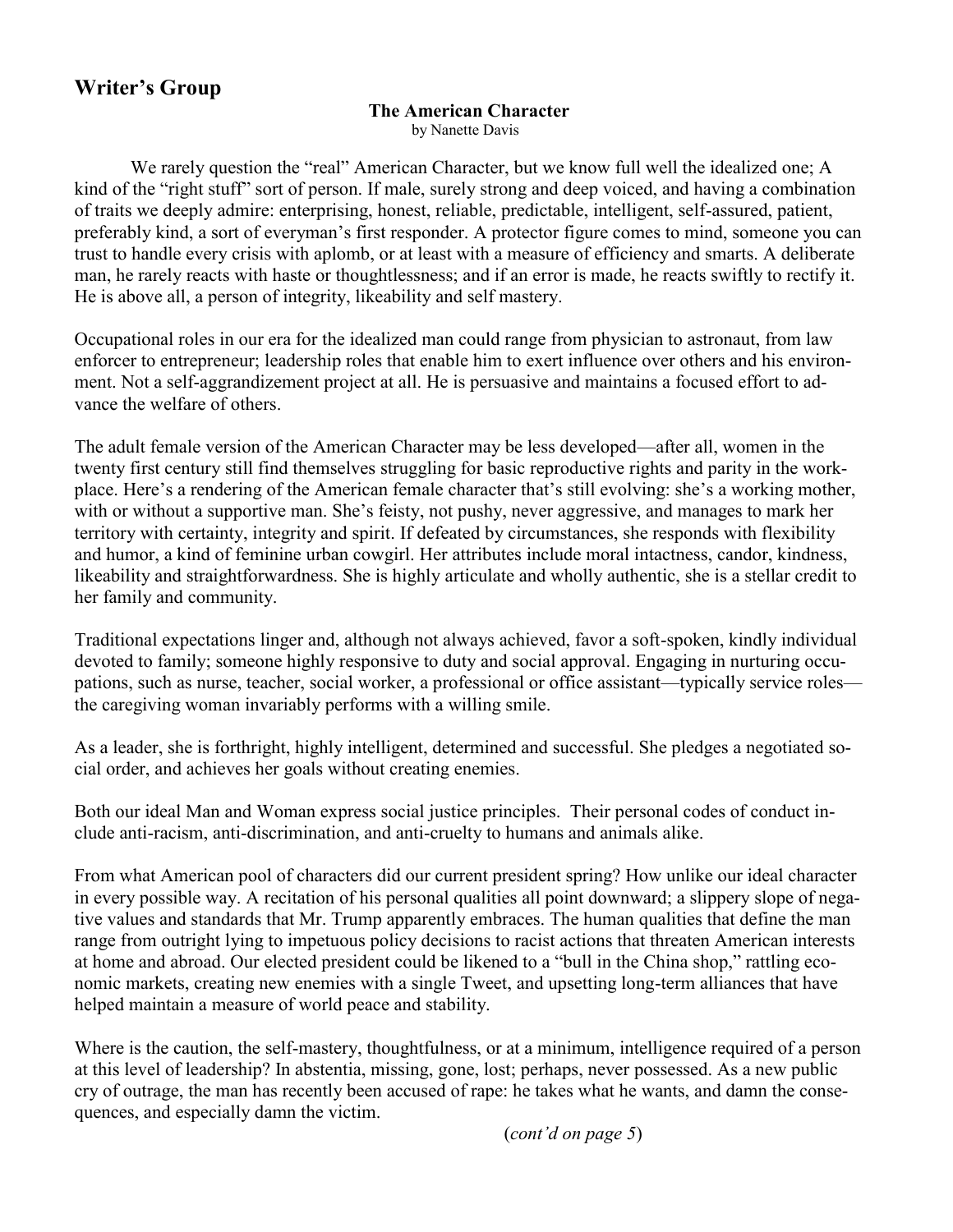## Writer's Group

### The American Character

by Nanette Davis

We rarely question the "real" American Character, but we know full well the idealized one; A kind of the "right stuff" sort of person. If male, surely strong and deep voiced, and having a combination of traits we deeply admire: enterprising, honest, reliable, predictable, intelligent, self-assured, patient, preferably kind, a sort of everyman's first responder. A protector figure comes to mind, someone you can trust to handle every crisis with aplomb, or at least with a measure of efficiency and smarts. A deliberate man, he rarely reacts with haste or thoughtlessness; and if an error is made, he reacts swiftly to rectify it. He is above all, a person of integrity, likeability and self mastery.

Occupational roles in our era for the idealized man could range from physician to astronaut, from law enforcer to entrepreneur; leadership roles that enable him to exert influence over others and his environment. Not a self-aggrandizement project at all. He is persuasive and maintains a focused effort to advance the welfare of others.

The adult female version of the American Character may be less developed—after all, women in the twenty first century still find themselves struggling for basic reproductive rights and parity in the workplace. Here's a rendering of the American female character that's still evolving: she's a working mother, with or without a supportive man. She's feisty, not pushy, never aggressive, and manages to mark her territory with certainty, integrity and spirit. If defeated by circumstances, she responds with flexibility and humor, a kind of feminine urban cowgirl. Her attributes include moral intactness, candor, kindness, likeability and straightforwardness. She is highly articulate and wholly authentic, she is a stellar credit to her family and community.

Traditional expectations linger and, although not always achieved, favor a soft-spoken, kindly individual devoted to family; someone highly responsive to duty and social approval. Engaging in nurturing occupations, such as nurse, teacher, social worker, a professional or office assistant—typically service roles—the caregiving woman invariably performs with a willing smile.

As a leader, she is forthright, highly intelligent, determined and successful. She pledges a negotiated social order, and achieves her goals without creating enemies.

Both our ideal Man and Woman express social justice principles. Their personal codes of conduct include anti-racism, anti-discrimination, and anti-cruelty to humans and animals alike.

From what American pool of characters did our current president spring? How unlike our ideal character in every possible way. A recitation of his personal qualities all point downward; a slippery slope of negative values and standards that Mr. Trump apparently embraces. The human qualities that define the man range from outright lying to impetuous policy decisions to racist actions that threaten American interests at home and abroad. Our elected president could be likened to a "bull in the China shop," rattling economic markets, creating new enemies with a single Tweet, and upsetting long-term alliances that have helped maintain a measure of world peace and stability.

Where is the caution, the self-mastery, thoughtfulness, or at a minimum, intelligence required of a person at this level of leadership? In abstentia, missing, gone, lost; perhaps, never possessed. As a new public cry of outrage, the man has recently been accused of rape: he takes what he wants, and damn the consequences, and especially damn the victim.

(*cont'd on page 5*)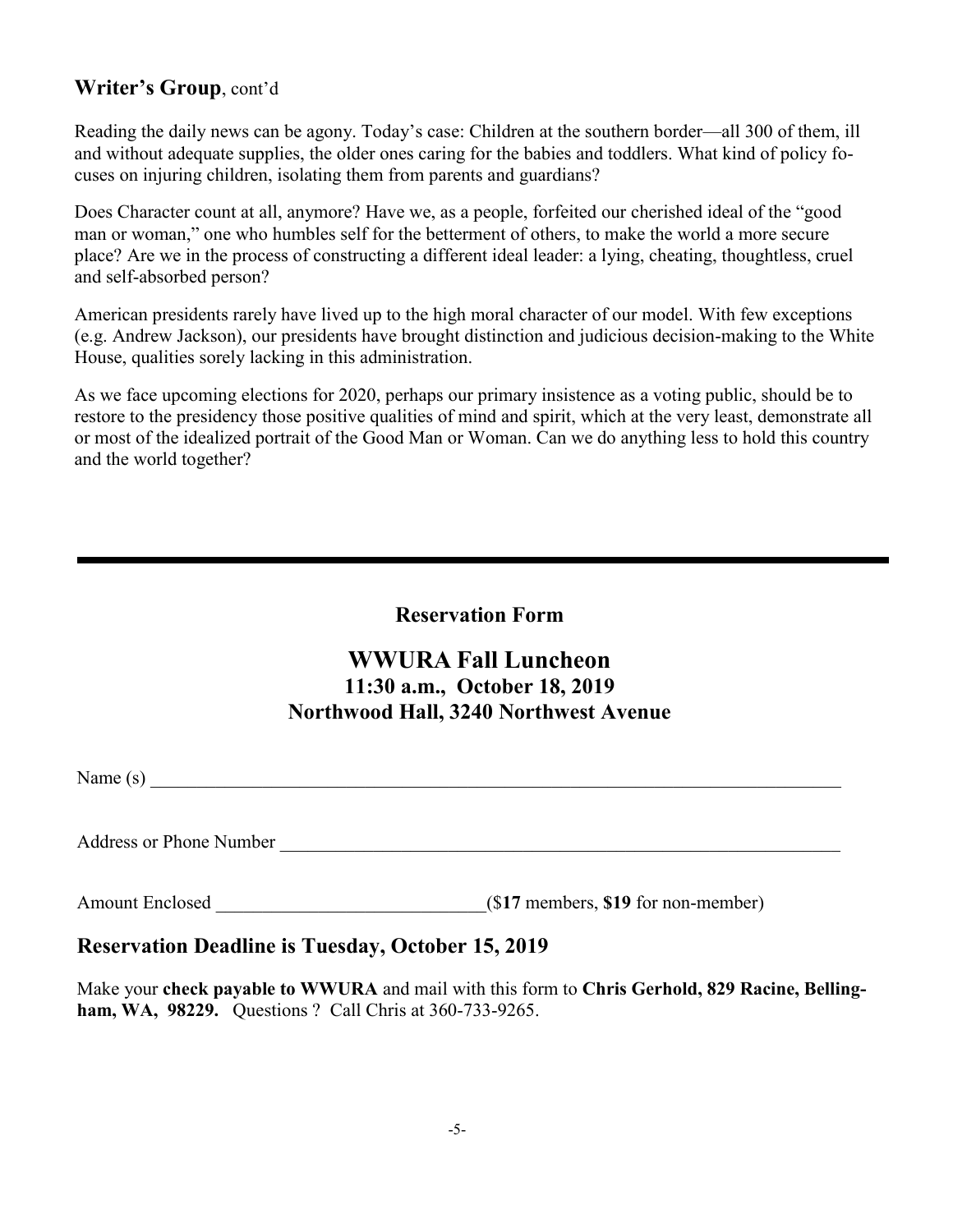## **Writer's Group**, cont'd

Reading the daily news can be agony. Today's case: Children at the southern border—all 300 of them, ill and without adequate supplies, the older ones caring for the babies and toddlers. What kind of policy focuses on injuring children, isolating them from parents and guardians?

Does Character count at all, anymore? Have we, as a people, forfeited our cherished ideal of the "good man or woman," one who humbles self for the betterment of others, to make the world a more secure place? Are we in the process of constructing a different ideal leader: a lying, cheating, thoughtless, cruel and self-absorbed person?

American presidents rarely have lived up to the high moral character of our model. With few exceptions (e.g. Andrew Jackson), our presidents have brought distinction and judicious decision-making to the White House, qualities sorely lacking in this administration.

As we face upcoming elections for 2020, perhaps our primary insistence as a voting public, should be to restore to the presidency those positive qualities of mind and spirit, which at the very least, demonstrate all or most of the idealized portrait of the Good Man or Woman. Can we do anything less to hold this country and the world together?

---

### **Reservation Form**

## **WWURA Fall Luncheon**

### **11:30 a.m., October 18, 2019**
### **Northwood Hall, 3240 Northwest Avenue**

Name (s) ____________________________________________________________________________

Address or Phone Number ________________________________________________________________

Amount Enclosed ____________________________(\$**17** members, **\$19** for non-member)

### **Reservation Deadline is Tuesday, October 15, 2019**

Make your **check payable to WWURA** and mail with this form to **Chris Gerhold, 829 Racine, Bellingham, WA, 98229.** Questions ? Call Chris at 360-733-9265.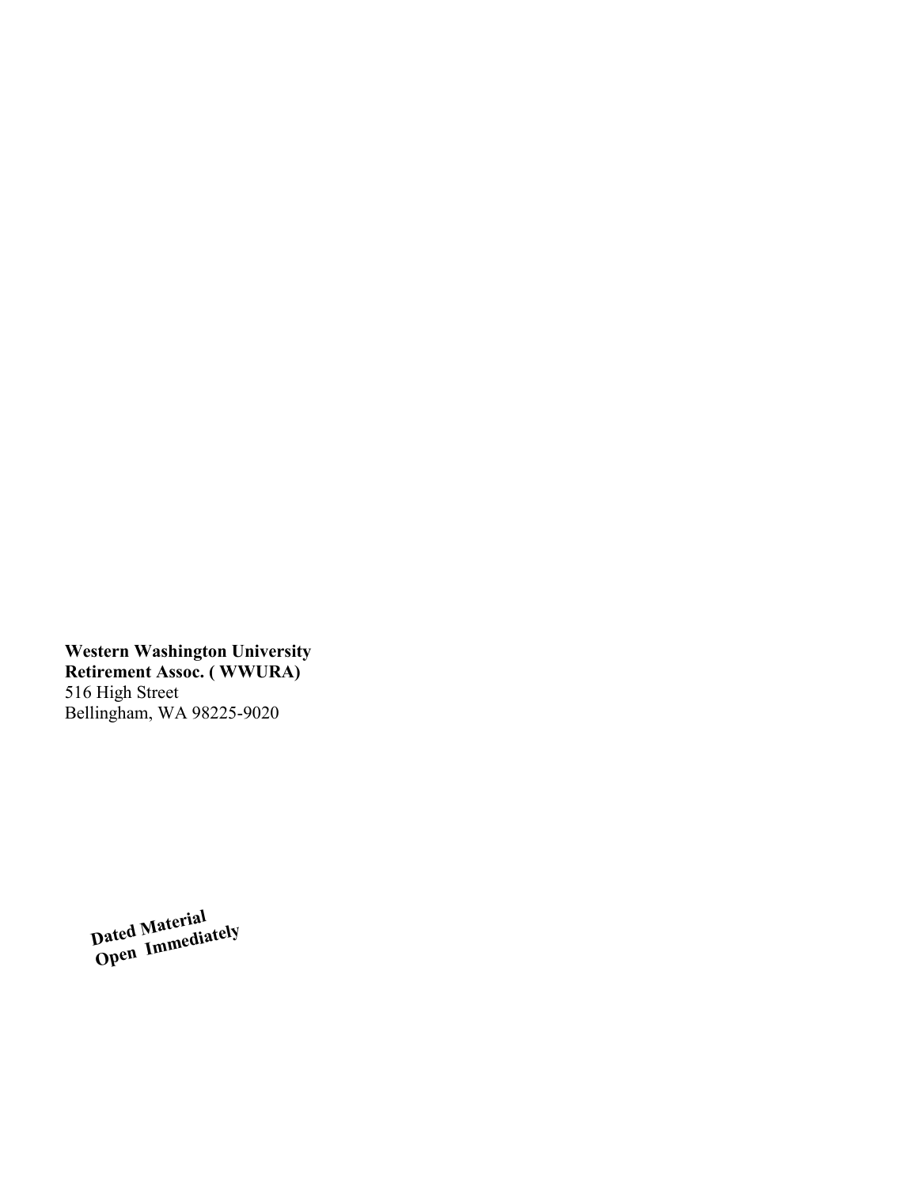**Western Washington University**
**Retirement Assoc. ( WWURA)**
516 High Street
Bellingham, WA 98225-9020

**Dated Material**
**Open Immediately**